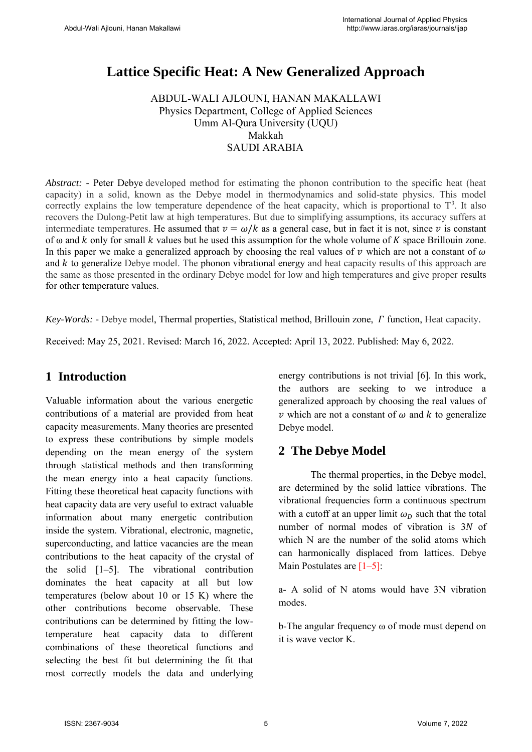# Lattice Specific Heat: A New Generalized Approach

ABDUL-WALI AJLOUNI, HANAN MAKALLAWI
Physics Department, College of Applied Sciences
Umm Al-Qura University (UQU)
Makkah
SAUDI ARABIA

*Abstract:* - Peter Debye developed method for estimating the phonon contribution to the specific heat (heat capacity) in a solid, known as the Debye model in thermodynamics and solid-state physics. This model correctly explains the low temperature dependence of the heat capacity, which is proportional to $T^3$. It also recovers the Dulong-Petit law at high temperatures. But due to simplifying assumptions, its accuracy suffers at intermediate temperatures. He assumed that $v = \omega/k$ as a general case, but in fact it is not, since $v$ is constant of ω and $k$ only for small $k$ values but he used this assumption for the whole volume of $K$ space Brillouin zone. In this paper we make a generalized approach by choosing the real values of $v$ which are not a constant of $\omega$ and $k$ to generalize Debye model. The phonon vibrational energy and heat capacity results of this approach are the same as those presented in the ordinary Debye model for low and high temperatures and give proper results for other temperature values.

*Key-Words:* - Debye model, Thermal properties, Statistical method, Brillouin zone, $\Gamma$ function, Heat capacity.

Received: May 25, 2021. Revised: March 16, 2022. Accepted: April 13, 2022. Published: May 6, 2022.

## 1 Introduction

Valuable information about the various energetic contributions of a material are provided from heat capacity measurements. Many theories are presented to express these contributions by simple models depending on the mean energy of the system through statistical methods and then transforming the mean energy into a heat capacity functions. Fitting these theoretical heat capacity functions with heat capacity data are very useful to extract valuable information about many energetic contribution inside the system. Vibrational, electronic, magnetic, superconducting, and lattice vacancies are the mean contributions to the heat capacity of the crystal of the solid [1–5]. The vibrational contribution dominates the heat capacity at all but low temperatures (below about 10 or 15 K) where the other contributions become observable. These contributions can be determined by fitting the low-temperature heat capacity data to different combinations of these theoretical functions and selecting the best fit but determining the fit that most correctly models the data and underlying energy contributions is not trivial [6]. In this work, the authors are seeking to we introduce a generalized approach by choosing the real values of $v$ which are not a constant of $\omega$ and $k$ to generalize Debye model.

## 2 The Debye Model

The thermal properties, in the Debye model, are determined by the solid lattice vibrations. The vibrational frequencies form a continuous spectrum with a cutoff at an upper limit $\omega_D$ such that the total number of normal modes of vibration is $3N$ of which N are the number of the solid atoms which can harmonically displaced from lattices. Debye Main Postulates are [1–5]:

a- A solid of N atoms would have 3N vibration modes.

b-The angular frequency ω of mode must depend on it is wave vector K.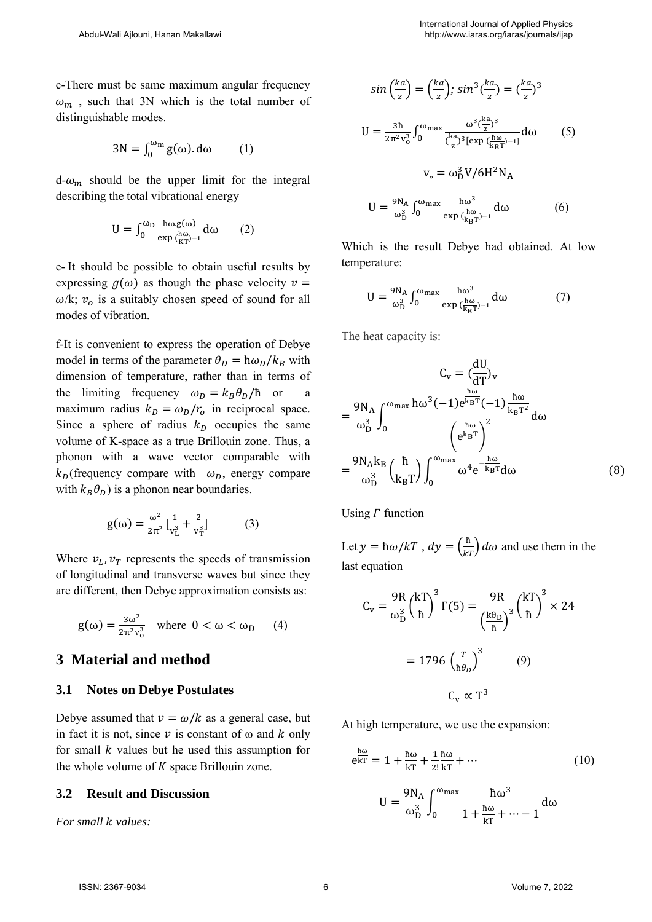c-There must be same maximum angular frequency $\omega_m$ , such that 3N which is the total number of distinguishable modes.

$$3\mathrm{N} = \int_0^{\omega_m} \mathrm{g}(\omega).\,\mathrm{d}\omega \qquad (1)$$

d-$\omega_m$ should be the upper limit for the integral describing the total vibrational energy

$$\mathrm{U} = \int_0^{\omega_D} \frac{\hbar\omega.\mathrm{g}(\omega)}{\exp\left(\frac{\hbar\omega}{KT}\right)-1}\mathrm{d}\omega \qquad (2)$$

e- It should be possible to obtain useful results by expressing $g(\omega)$ as though the phase velocity $v = \omega/k$; $v_o$ is a suitably chosen speed of sound for all modes of vibration.

f-It is convenient to express the operation of Debye model in terms of the parameter $\theta_D = \hbar\omega_D/k_B$ with dimension of temperature, rather than in terms of the limiting frequency $\omega_D = k_B\theta_D/\hbar$ or a maximum radius $k_D = \omega_D/r_o$ in reciprocal space. Since a sphere of radius $k_D$ occupies the same volume of K-space as a true Brillouin zone. Thus, a phonon with a wave vector comparable with $k_D$(frequency compare with $\omega_D$, energy compare with $k_B\theta_D$) is a phonon near boundaries.

$$\mathrm{g}(\omega) = \frac{\omega^2}{2\pi^2}\left[\frac{1}{v_L^3} + \frac{2}{v_T^3}\right] \qquad (3)$$

Where $v_L, v_T$ represents the speeds of transmission of longitudinal and transverse waves but since they are different, then Debye approximation consists as:

$$\mathrm{g}(\omega) = \frac{3\omega^2}{2\pi^2 v_o^3} \quad \text{where } 0 < \omega < \omega_D \qquad (4)$$

## 3 Material and method

### 3.1 Notes on Debye Postulates

Debye assumed that $v = \omega/k$ as a general case, but in fact it is not, since $v$ is constant of ω and $k$ only for small $k$ values but he used this assumption for the whole volume of $K$ space Brillouin zone.

### 3.2 Result and Discussion

*For small k values:*

$$\sin\left(\frac{ka}{z}\right) = \left(\frac{ka}{z}\right);\ \sin^3\left(\frac{ka}{z}\right) = \left(\frac{ka}{z}\right)^3$$

$$\mathrm{U} = \frac{3\hbar}{2\pi^2 v_o^3}\int_0^{\omega_{max}} \frac{\omega^3\left(\frac{ka}{z}\right)^3}{\left(\frac{ka}{z}\right)^3\left[\exp\left(\frac{\hbar\omega}{k_B T}\right)-1\right]}\mathrm{d}\omega \qquad (5)$$

$$v_\circ = \omega_D^3 V/6H^2 N_A$$

$$\mathrm{U} = \frac{9N_A}{\omega_D^3}\int_0^{\omega_{max}} \frac{\hbar\omega^3}{\exp\left(\frac{\hbar\omega}{k_B T}\right)-1}\mathrm{d}\omega \qquad (6)$$

Which is the result Debye had obtained. At low temperature:

$$\mathrm{U} = \frac{9N_A}{\omega_D^3}\int_0^{\omega_{max}} \frac{\hbar\omega^3}{\exp\left(\frac{\hbar\omega}{k_B T}\right)-1}\mathrm{d}\omega \qquad (7)$$

The heat capacity is:

$$C_v = \left(\frac{dU}{dT}\right)_v$$

$$= \frac{9N_A}{\omega_D^3}\int_0^{\omega_{max}} \frac{\hbar\omega^3(-1)e^{\frac{\hbar\omega}{k_B T}}(-1)\frac{\hbar\omega}{k_B T^2}}{\left(e^{\frac{\hbar\omega}{k_B T}}\right)^2}\mathrm{d}\omega$$

$$= \frac{9N_A k_B}{\omega_D^3}\left(\frac{\hbar}{k_B T}\right)\int_0^{\omega_{max}} \omega^4 e^{-\frac{\hbar\omega}{k_B T}}\mathrm{d}\omega \qquad (8)$$

Using $\Gamma$ function

Let $y = \hbar\omega/kT$ , $dy = \left(\frac{\hbar}{kT}\right)d\omega$ and use them in the last equation

$$C_v = \frac{9R}{\omega_D^3}\left(\frac{kT}{\hbar}\right)^3\Gamma(5) = \frac{9R}{\left(\frac{k\theta_D}{\hbar}\right)^3}\left(\frac{kT}{\hbar}\right)^3 \times 24$$

$$= 1796\left(\frac{T}{\hbar\theta_D}\right)^3 \qquad (9)$$

$$C_v \propto T^3$$

At high temperature, we use the expansion:

$$e^{\frac{\hbar\omega}{kT}} = 1 + \frac{\hbar\omega}{kT} + \frac{1}{2!}\frac{\hbar\omega}{kT} + \cdots \qquad (10)$$

$$\mathrm{U} = \frac{9N_A}{\omega_D^3}\int_0^{\omega_{max}} \frac{\hbar\omega^3}{1 + \frac{\hbar\omega}{kT} + \cdots - 1}\mathrm{d}\omega$$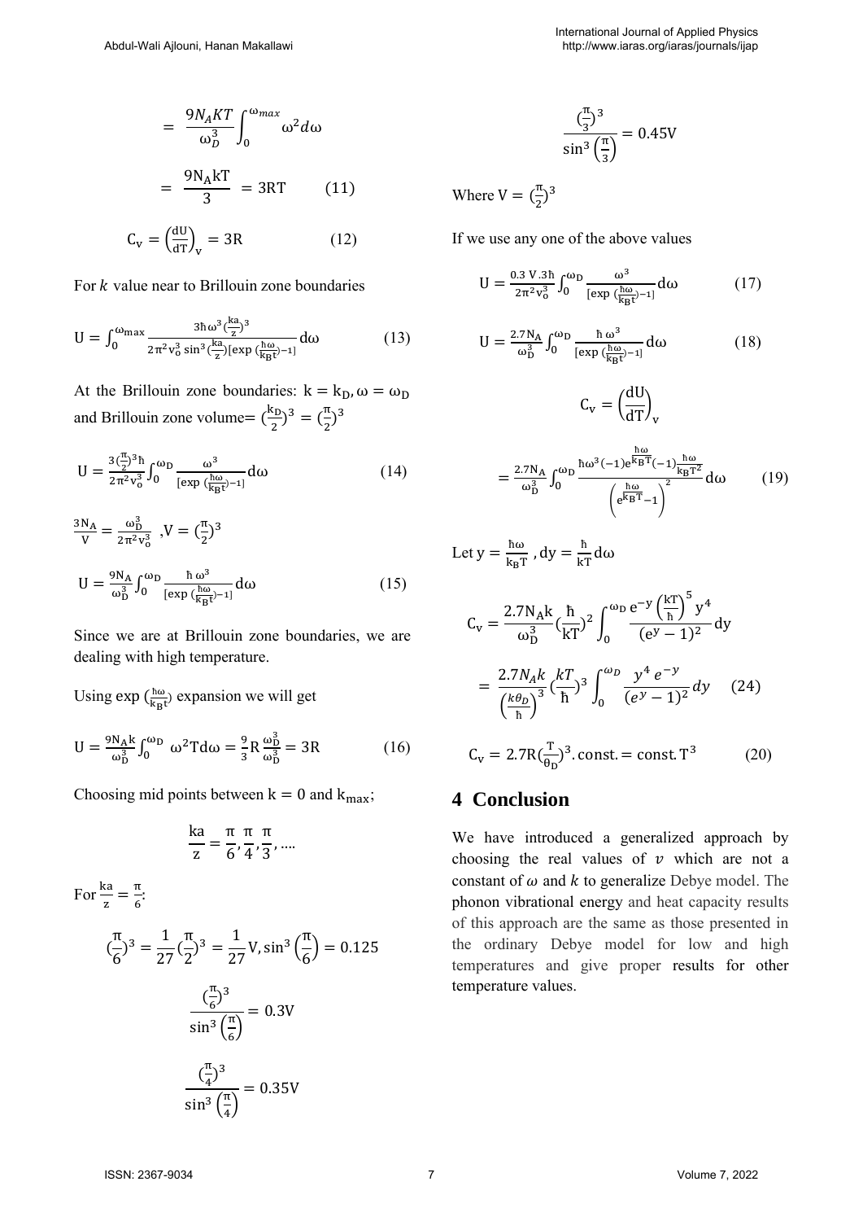$$= \frac{9N_A KT}{\omega_D^3}\int_0^{\omega_{max}} \omega^2 d\omega$$

$$= \frac{9N_A kT}{3} = 3RT \qquad (11)$$

$$C_v = \left(\frac{dU}{dT}\right)_v = 3R \qquad (12)$$

For $k$ value near to Brillouin zone boundaries

$$U = \int_0^{\omega_{max}} \frac{3\hbar\omega^3 (\frac{ka}{z})^3}{2\pi^2 v_o^3 \sin^3(\frac{ka}{z})[\exp(\frac{\hbar\omega}{k_B t}) - 1]} d\omega \qquad (13)$$

At the Brillouin zone boundaries: $k = k_D, \omega = \omega_D$ and Brillouin zone volume$= (\frac{k_D}{2})^3 = (\frac{\pi}{2})^3$

$$U = \frac{3(\frac{\pi}{2})^3 \hbar}{2\pi^2 v_o^3}\int_0^{\omega_D} \frac{\omega^3}{[\exp(\frac{\hbar\omega}{k_B t}) - 1]} d\omega \qquad (14)$$

$$\frac{3N_A}{V} = \frac{\omega_D^3}{2\pi^2 v_o^3}, V = (\frac{\pi}{2})^3$$

$$U = \frac{9N_A}{\omega_D^3}\int_0^{\omega_D} \frac{\hbar\,\omega^3}{[\exp(\frac{\hbar\omega}{k_B t}) - 1]} d\omega \qquad (15)$$

Since we are at Brillouin zone boundaries, we are dealing with high temperature.

Using $\exp(\frac{\hbar\omega}{k_B t})$ expansion we will get

$$U = \frac{9N_A k}{\omega_D^3}\int_0^{\omega_D} \omega^2 T d\omega = \frac{9}{3} R \frac{\omega_D^3}{\omega_D^3} = 3R \qquad (16)$$

Choosing mid points between $k = 0$ and $k_{max}$;

$$\frac{ka}{z} = \frac{\pi}{6}, \frac{\pi}{4}, \frac{\pi}{3}, \ldots$$

For $\frac{ka}{z} = \frac{\pi}{6}$:

$$(\frac{\pi}{6})^3 = \frac{1}{27}(\frac{\pi}{2})^3 = \frac{1}{27}V, \sin^3\left(\frac{\pi}{6}\right) = 0.125$$

$$\frac{(\frac{\pi}{6})^3}{\sin^3\left(\frac{\pi}{6}\right)} = 0.3V$$

$$\frac{(\frac{\pi}{4})^3}{\sin^3\left(\frac{\pi}{4}\right)} = 0.35V$$

$$\frac{(\frac{\pi}{3})^3}{\sin^3\left(\frac{\pi}{3}\right)} = 0.45V$$

Where $V = (\frac{\pi}{2})^3$

If we use any one of the above values

$$U = \frac{0.3\,V.3\hbar}{2\pi^2 v_o^3}\int_0^{\omega_D} \frac{\omega^3}{[\exp(\frac{\hbar\omega}{k_B t}) - 1]} d\omega \qquad (17)$$

$$U = \frac{2.7N_A}{\omega_D^3}\int_0^{\omega_D} \frac{\hbar\,\omega^3}{[\exp(\frac{\hbar\omega}{k_B t}) - 1]} d\omega \qquad (18)$$

$$C_v = \left(\frac{dU}{dT}\right)_v$$

$$= \frac{2.7N_A}{\omega_D^3}\int_0^{\omega_D} \frac{\hbar\omega^3(-1)e^{\frac{\hbar\omega}{k_B T}}(-1)\frac{\hbar\omega}{k_B T^2}}{\left(e^{\frac{\hbar\omega}{k_B T}} - 1\right)^2} d\omega \qquad (19)$$

Let $y = \frac{\hbar\omega}{k_B T}$, $dy = \frac{\hbar}{kT} d\omega$

$$C_v = \frac{2.7N_A k}{\omega_D^3}(\frac{\hbar}{kT})^2 \int_0^{\omega_D} \frac{e^{-y}\left(\frac{kT}{\hbar}\right)^5 y^4}{(e^y - 1)^2} dy$$

$$= \frac{2.7N_A k}{\left(\frac{k\theta_D}{\hbar}\right)^3}(\frac{kT}{\hbar})^3 \int_0^{\omega_D} \frac{y^4 e^{-y}}{(e^y - 1)^2} dy \qquad (24)$$

$$C_v = 2.7R(\frac{T}{\theta_D})^3.\text{const.} = \text{const.}\,T^3 \qquad (20)$$

## 4 Conclusion

We have introduced a generalized approach by choosing the real values of $v$ which are not a constant of $\omega$ and $k$ to generalize Debye model. The phonon vibrational energy and heat capacity results of this approach are the same as those presented in the ordinary Debye model for low and high temperatures and give proper results for other temperature values.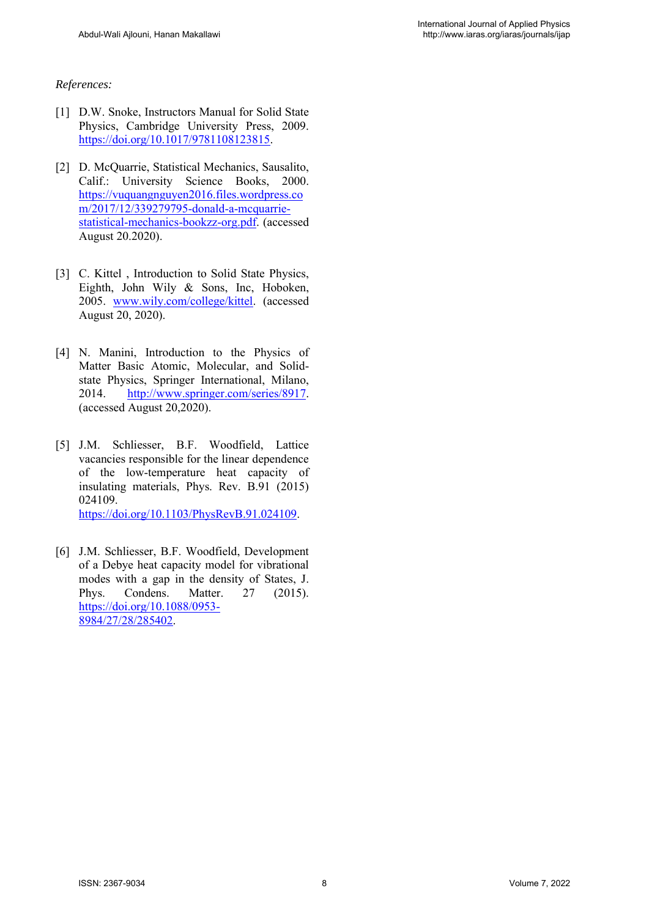*References:*

[1] D.W. Snoke, Instructors Manual for Solid State Physics, Cambridge University Press, 2009. https://doi.org/10.1017/9781108123815.

[2] D. McQuarrie, Statistical Mechanics, Sausalito, Calif.: University Science Books, 2000. https://vuquangnguyen2016.files.wordpress.com/2017/12/339279795-donald-a-mcquarrie-statistical-mechanics-bookzz-org.pdf. (accessed August 20.2020).

[3] C. Kittel , Introduction to Solid State Physics, Eighth, John Wily & Sons, Inc, Hoboken, 2005. www.wily.com/college/kittel. (accessed August 20, 2020).

[4] N. Manini, Introduction to the Physics of Matter Basic Atomic, Molecular, and Solid-state Physics, Springer International, Milano, 2014. http://www.springer.com/series/8917. (accessed August 20,2020).

[5] J.M. Schliesser, B.F. Woodfield, Lattice vacancies responsible for the linear dependence of the low-temperature heat capacity of insulating materials, Phys. Rev. B.91 (2015) 024109. https://doi.org/10.1103/PhysRevB.91.024109.

[6] J.M. Schliesser, B.F. Woodfield, Development of a Debye heat capacity model for vibrational modes with a gap in the density of States, J. Phys. Condens. Matter. 27 (2015). https://doi.org/10.1088/0953-8984/27/28/285402.